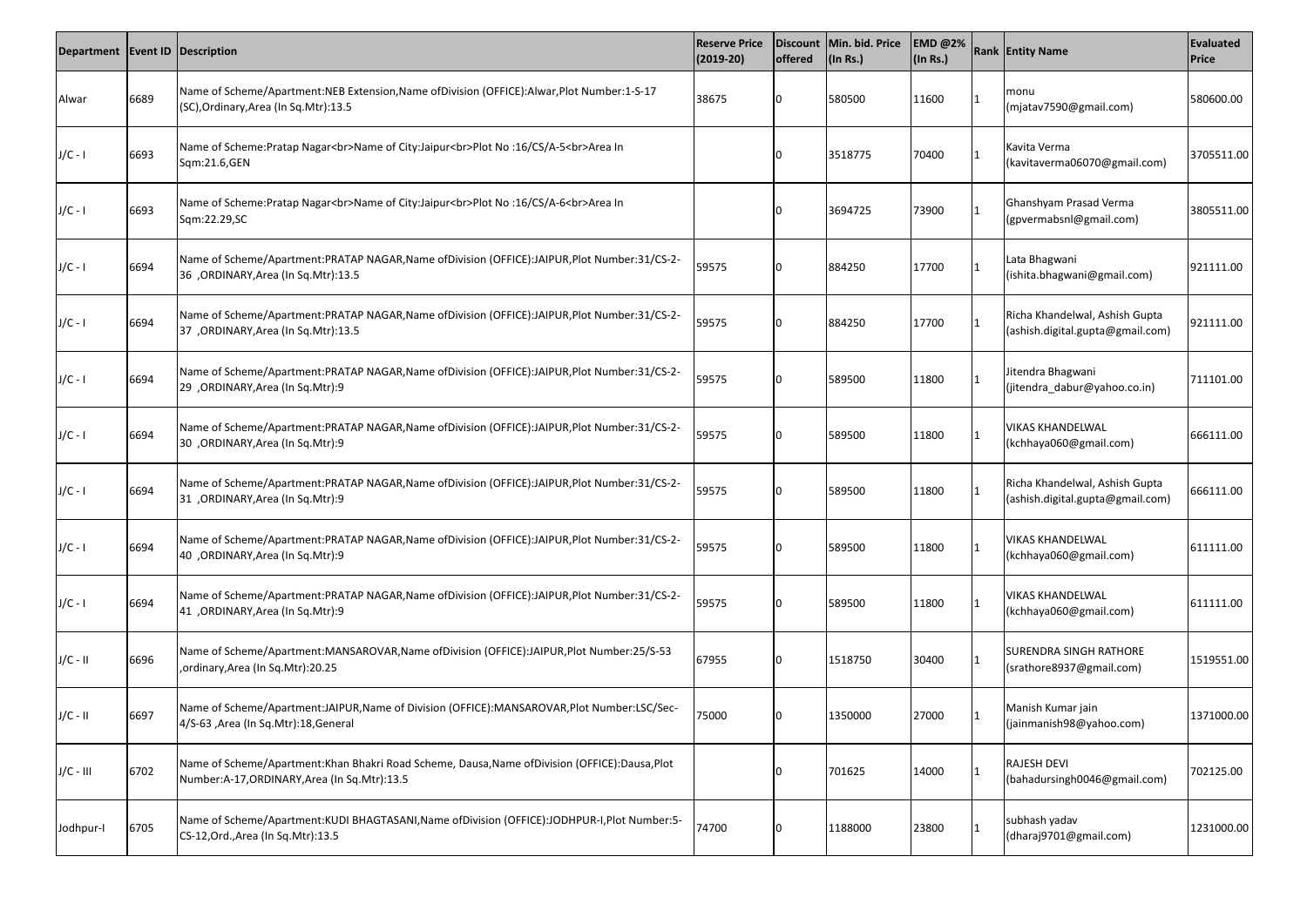| Department | Event ID | Description | Reserve Price (2019-20) | Discount offered | Min. bid. Price (In Rs.) | EMD @2% (In Rs.) | Rank | Entity Name | Evaluated Price |
|---|---|---|---|---|---|---|---|---|---|
| Alwar | 6689 | Name of Scheme/Apartment:NEB Extension,Name ofDivision (OFFICE):Alwar,Plot Number:1-S-17 (SC),Ordinary,Area (In Sq.Mtr):13.5 | 38675 | 0 | 580500 | 11600 | 1 | monu (mjatav7590@gmail.com) | 580600.00 |
| J/C - I | 6693 | Name of Scheme:Pratap Nagar<br>Name of City:Jaipur<br>Plot No :16/CS/A-5<br>Area In Sqm:21.6,GEN | | 0 | 3518775 | 70400 | 1 | Kavita Verma (kavitaverma06070@gmail.com) | 3705511.00 |
| J/C - I | 6693 | Name of Scheme:Pratap Nagar<br>Name of City:Jaipur<br>Plot No :16/CS/A-6<br>Area In Sqm:22.29,SC | | 0 | 3694725 | 73900 | 1 | Ghanshyam Prasad Verma (gpvermabsnl@gmail.com) | 3805511.00 |
| J/C - I | 6694 | Name of Scheme/Apartment:PRATAP NAGAR,Name ofDivision (OFFICE):JAIPUR,Plot Number:31/CS-2-36 ,ORDINARY,Area (In Sq.Mtr):13.5 | 59575 | 0 | 884250 | 17700 | 1 | Lata Bhagwani (ishita.bhagwani@gmail.com) | 921111.00 |
| J/C - I | 6694 | Name of Scheme/Apartment:PRATAP NAGAR,Name ofDivision (OFFICE):JAIPUR,Plot Number:31/CS-2-37 ,ORDINARY,Area (In Sq.Mtr):13.5 | 59575 | 0 | 884250 | 17700 | 1 | Richa Khandelwal, Ashish Gupta (ashish.digital.gupta@gmail.com) | 921111.00 |
| J/C - I | 6694 | Name of Scheme/Apartment:PRATAP NAGAR,Name ofDivision (OFFICE):JAIPUR,Plot Number:31/CS-2-29 ,ORDINARY,Area (In Sq.Mtr):9 | 59575 | 0 | 589500 | 11800 | 1 | Jitendra Bhagwani (jitendra_dabur@yahoo.co.in) | 711101.00 |
| J/C - I | 6694 | Name of Scheme/Apartment:PRATAP NAGAR,Name ofDivision (OFFICE):JAIPUR,Plot Number:31/CS-2-30 ,ORDINARY,Area (In Sq.Mtr):9 | 59575 | 0 | 589500 | 11800 | 1 | VIKAS KHANDELWAL (kchhaya060@gmail.com) | 666111.00 |
| J/C - I | 6694 | Name of Scheme/Apartment:PRATAP NAGAR,Name ofDivision (OFFICE):JAIPUR,Plot Number:31/CS-2-31 ,ORDINARY,Area (In Sq.Mtr):9 | 59575 | 0 | 589500 | 11800 | 1 | Richa Khandelwal, Ashish Gupta (ashish.digital.gupta@gmail.com) | 666111.00 |
| J/C - I | 6694 | Name of Scheme/Apartment:PRATAP NAGAR,Name ofDivision (OFFICE):JAIPUR,Plot Number:31/CS-2-40 ,ORDINARY,Area (In Sq.Mtr):9 | 59575 | 0 | 589500 | 11800 | 1 | VIKAS KHANDELWAL (kchhaya060@gmail.com) | 611111.00 |
| J/C - I | 6694 | Name of Scheme/Apartment:PRATAP NAGAR,Name ofDivision (OFFICE):JAIPUR,Plot Number:31/CS-2-41 ,ORDINARY,Area (In Sq.Mtr):9 | 59575 | 0 | 589500 | 11800 | 1 | VIKAS KHANDELWAL (kchhaya060@gmail.com) | 611111.00 |
| J/C - II | 6696 | Name of Scheme/Apartment:MANSAROVAR,Name ofDivision (OFFICE):JAIPUR,Plot Number:25/S-53 ,ordinary,Area (In Sq.Mtr):20.25 | 67955 | 0 | 1518750 | 30400 | 1 | SURENDRA SINGH RATHORE (srathore8937@gmail.com) | 1519551.00 |
| J/C - II | 6697 | Name of Scheme/Apartment:JAIPUR,Name of Division (OFFICE):MANSAROVAR,Plot Number:LSC/Sec-4/S-63 ,Area (In Sq.Mtr):18,General | 75000 | 0 | 1350000 | 27000 | 1 | Manish Kumar jain (jainmanish98@yahoo.com) | 1371000.00 |
| J/C - III | 6702 | Name of Scheme/Apartment:Khan Bhakri Road Scheme, Dausa,Name ofDivision (OFFICE):Dausa,Plot Number:A-17,ORDINARY,Area (In Sq.Mtr):13.5 | | 0 | 701625 | 14000 | 1 | RAJESH DEVI (bahadursingh0046@gmail.com) | 702125.00 |
| Jodhpur-I | 6705 | Name of Scheme/Apartment:KUDI BHAGTASANI,Name ofDivision (OFFICE):JODHPUR-I,Plot Number:5-CS-12,Ord.,Area (In Sq.Mtr):13.5 | 74700 | 0 | 1188000 | 23800 | 1 | subhash yadav (dharaj9701@gmail.com) | 1231000.00 |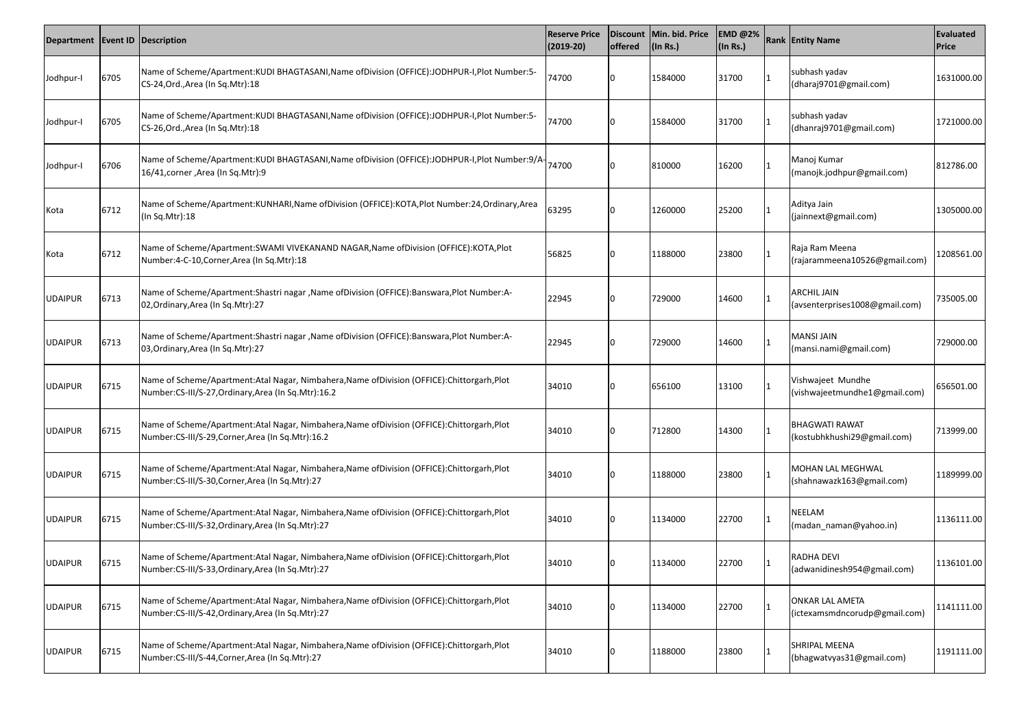| Department | Event ID | Description | Reserve Price (2019-20) | Discount offered | Min. bid. Price (In Rs.) | EMD @2% (In Rs.) | Rank | Entity Name | Evaluated Price |
|---|---|---|---|---|---|---|---|---|---|
| Jodhpur-I | 6705 | Name of Scheme/Apartment:KUDI BHAGTASANI,Name ofDivision (OFFICE):JODHPUR-I,Plot Number:5-CS-24,Ord.,Area (In Sq.Mtr):18 | 74700 | 0 | 1584000 | 31700 | 1 | subhash yadav (dharaj9701@gmail.com) | 1631000.00 |
| Jodhpur-I | 6705 | Name of Scheme/Apartment:KUDI BHAGTASANI,Name ofDivision (OFFICE):JODHPUR-I,Plot Number:5-CS-26,Ord.,Area (In Sq.Mtr):18 | 74700 | 0 | 1584000 | 31700 | 1 | subhash yadav (dhanraj9701@gmail.com) | 1721000.00 |
| Jodhpur-I | 6706 | Name of Scheme/Apartment:KUDI BHAGTASANI,Name ofDivision (OFFICE):JODHPUR-I,Plot Number:9/A-16/41,corner ,Area (In Sq.Mtr):9 | 74700 | 0 | 810000 | 16200 | 1 | Manoj Kumar (manojk.jodhpur@gmail.com) | 812786.00 |
| Kota | 6712 | Name of Scheme/Apartment:KUNHARI,Name ofDivision (OFFICE):KOTA,Plot Number:24,Ordinary,Area (In Sq.Mtr):18 | 63295 | 0 | 1260000 | 25200 | 1 | Aditya Jain (jainnext@gmail.com) | 1305000.00 |
| Kota | 6712 | Name of Scheme/Apartment:SWAMI VIVEKANAND NAGAR,Name ofDivision (OFFICE):KOTA,Plot Number:4-C-10,Corner,Area (In Sq.Mtr):18 | 56825 | 0 | 1188000 | 23800 | 1 | Raja Ram Meena (rajarammeena10526@gmail.com) | 1208561.00 |
| UDAIPUR | 6713 | Name of Scheme/Apartment:Shastri nagar ,Name ofDivision (OFFICE):Banswara,Plot Number:A-02,Ordinary,Area (In Sq.Mtr):27 | 22945 | 0 | 729000 | 14600 | 1 | ARCHIL JAIN (avsenterprises1008@gmail.com) | 735005.00 |
| UDAIPUR | 6713 | Name of Scheme/Apartment:Shastri nagar ,Name ofDivision (OFFICE):Banswara,Plot Number:A-03,Ordinary,Area (In Sq.Mtr):27 | 22945 | 0 | 729000 | 14600 | 1 | MANSI JAIN (mansi.nami@gmail.com) | 729000.00 |
| UDAIPUR | 6715 | Name of Scheme/Apartment:Atal Nagar, Nimbahera,Name ofDivision (OFFICE):Chittorgarh,Plot Number:CS-III/S-27,Ordinary,Area (In Sq.Mtr):16.2 | 34010 | 0 | 656100 | 13100 | 1 | Vishwajeet Mundhe (vishwajeetmundhe1@gmail.com) | 656501.00 |
| UDAIPUR | 6715 | Name of Scheme/Apartment:Atal Nagar, Nimbahera,Name ofDivision (OFFICE):Chittorgarh,Plot Number:CS-III/S-29,Corner,Area (In Sq.Mtr):16.2 | 34010 | 0 | 712800 | 14300 | 1 | BHAGWATI RAWAT (kostubhkhushi29@gmail.com) | 713999.00 |
| UDAIPUR | 6715 | Name of Scheme/Apartment:Atal Nagar, Nimbahera,Name ofDivision (OFFICE):Chittorgarh,Plot Number:CS-III/S-30,Corner,Area (In Sq.Mtr):27 | 34010 | 0 | 1188000 | 23800 | 1 | MOHAN LAL MEGHWAL (shahnawazk163@gmail.com) | 1189999.00 |
| UDAIPUR | 6715 | Name of Scheme/Apartment:Atal Nagar, Nimbahera,Name ofDivision (OFFICE):Chittorgarh,Plot Number:CS-III/S-32,Ordinary,Area (In Sq.Mtr):27 | 34010 | 0 | 1134000 | 22700 | 1 | NEELAM (madan_naman@yahoo.in) | 1136111.00 |
| UDAIPUR | 6715 | Name of Scheme/Apartment:Atal Nagar, Nimbahera,Name ofDivision (OFFICE):Chittorgarh,Plot Number:CS-III/S-33,Ordinary,Area (In Sq.Mtr):27 | 34010 | 0 | 1134000 | 22700 | 1 | RADHA DEVI (adwanidinesh954@gmail.com) | 1136101.00 |
| UDAIPUR | 6715 | Name of Scheme/Apartment:Atal Nagar, Nimbahera,Name ofDivision (OFFICE):Chittorgarh,Plot Number:CS-III/S-42,Ordinary,Area (In Sq.Mtr):27 | 34010 | 0 | 1134000 | 22700 | 1 | ONKAR LAL AMETA (ictexamsmdncorudp@gmail.com) | 1141111.00 |
| UDAIPUR | 6715 | Name of Scheme/Apartment:Atal Nagar, Nimbahera,Name ofDivision (OFFICE):Chittorgarh,Plot Number:CS-III/S-44,Corner,Area (In Sq.Mtr):27 | 34010 | 0 | 1188000 | 23800 | 1 | SHRIPAL MEENA (bhagwatvyas31@gmail.com) | 1191111.00 |